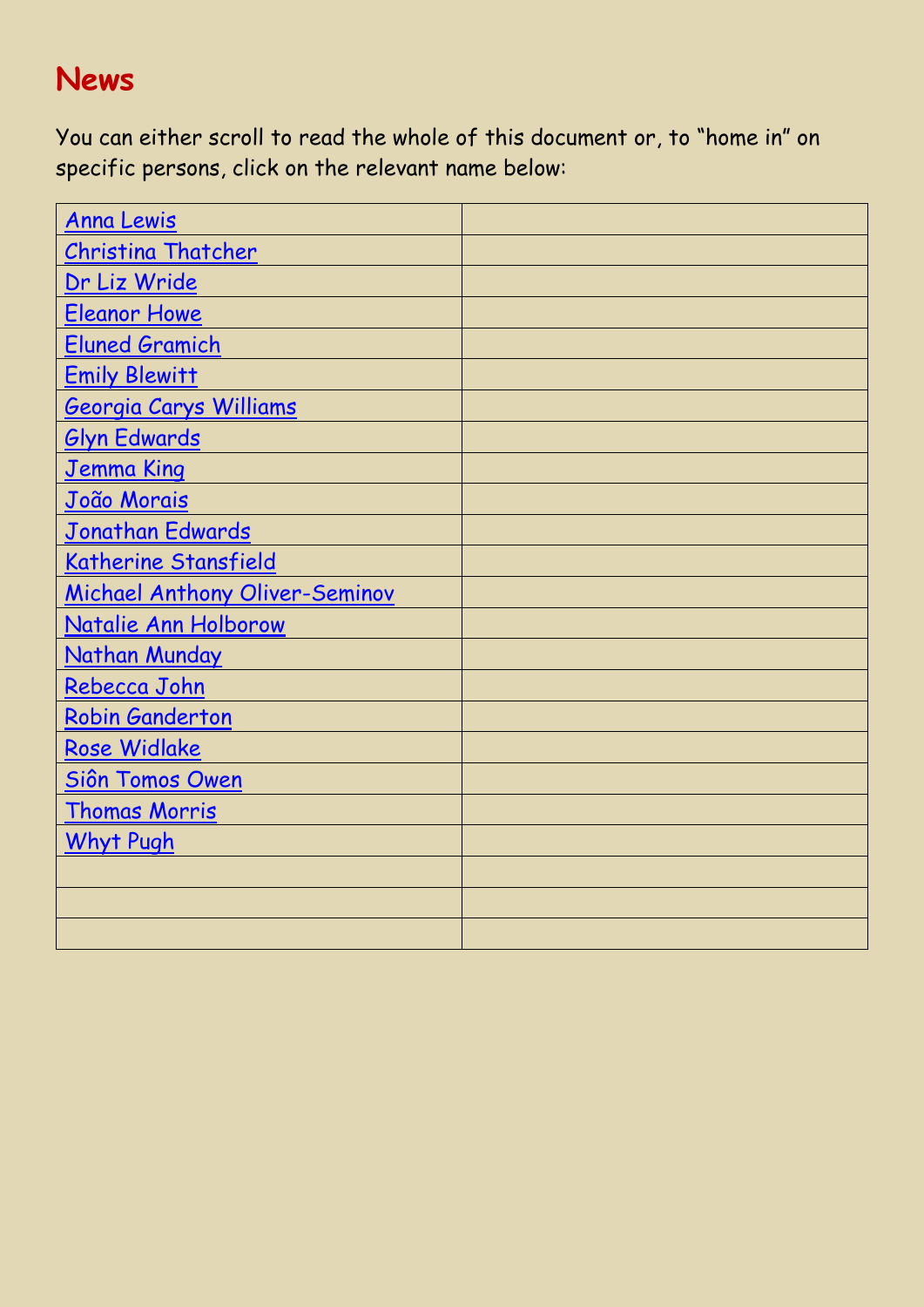# News

You can either scroll to read the whole of this document or, to "home in" on specific persons, click on the relevant name below:

| | |
|---|---|
| Anna Lewis | |
| Christina Thatcher | |
| Dr Liz Wride | |
| Eleanor Howe | |
| Eluned Gramich | |
| Emily Blewitt | |
| Georgia Carys Williams | |
| Glyn Edwards | |
| Jemma King | |
| João Morais | |
| Jonathan Edwards | |
| Katherine Stansfield | |
| Michael Anthony Oliver-Seminov | |
| Natalie Ann Holborow | |
| Nathan Munday | |
| Rebecca John | |
| Robin Ganderton | |
| Rose Widlake | |
| Siôn Tomos Owen | |
| Thomas Morris | |
| Whyt Pugh | |
| | |
| | |
| | |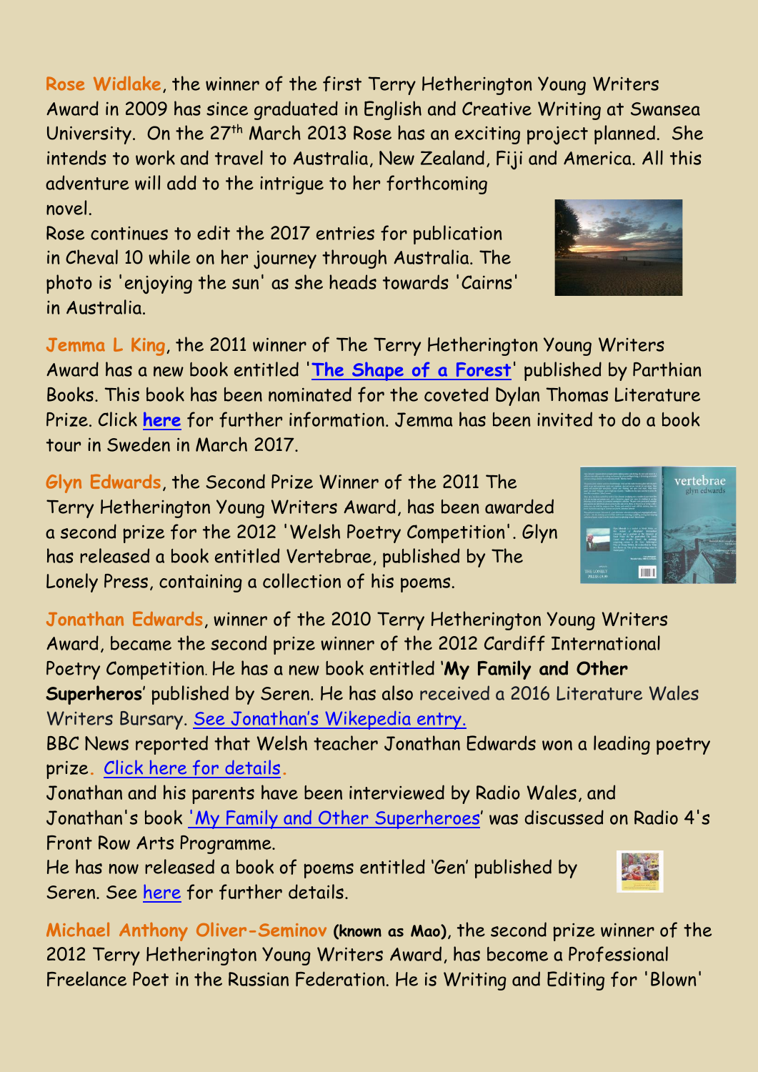**Rose Widlake**, the winner of the first Terry Hetherington Young Writers Award in 2009 has since graduated in English and Creative Writing at Swansea University. On the 27th March 2013 Rose has an exciting project planned. She intends to work and travel to Australia, New Zealand, Fiji and America. All this adventure will add to the intrigue to her forthcoming novel.

Rose continues to edit the 2017 entries for publication in Cheval 10 while on her journey through Australia. The photo is 'enjoying the sun' as she heads towards 'Cairns' in Australia.

**Jemma L King**, the 2011 winner of The Terry Hetherington Young Writers Award has a new book entitled '**The Shape of a Forest**' published by Parthian Books. This book has been nominated for the coveted Dylan Thomas Literature Prize. Click **here** for further information. Jemma has been invited to do a book tour in Sweden in March 2017.

**Glyn Edwards**, the Second Prize Winner of the 2011 The Terry Hetherington Young Writers Award, has been awarded a second prize for the 2012 'Welsh Poetry Competition'. Glyn has released a book entitled Vertebrae, published by The Lonely Press, containing a collection of his poems.

**Jonathan Edwards**, winner of the 2010 Terry Hetherington Young Writers Award, became the second prize winner of the 2012 Cardiff International Poetry Competition. He has a new book entitled '**My Family and Other Superheros**' published by Seren. He has also received a 2016 Literature Wales Writers Bursary. See Jonathan's Wikepedia entry.

BBC News reported that Welsh teacher Jonathan Edwards won a leading poetry prize. Click here for details.

Jonathan and his parents have been interviewed by Radio Wales, and Jonathan's book 'My Family and Other Superheroes' was discussed on Radio 4's Front Row Arts Programme.

He has now released a book of poems entitled 'Gen' published by Seren. See here for further details.

**Michael Anthony Oliver-Seminov** (known as Mao), the second prize winner of the 2012 Terry Hetherington Young Writers Award, has become a Professional Freelance Poet in the Russian Federation. He is Writing and Editing for 'Blown'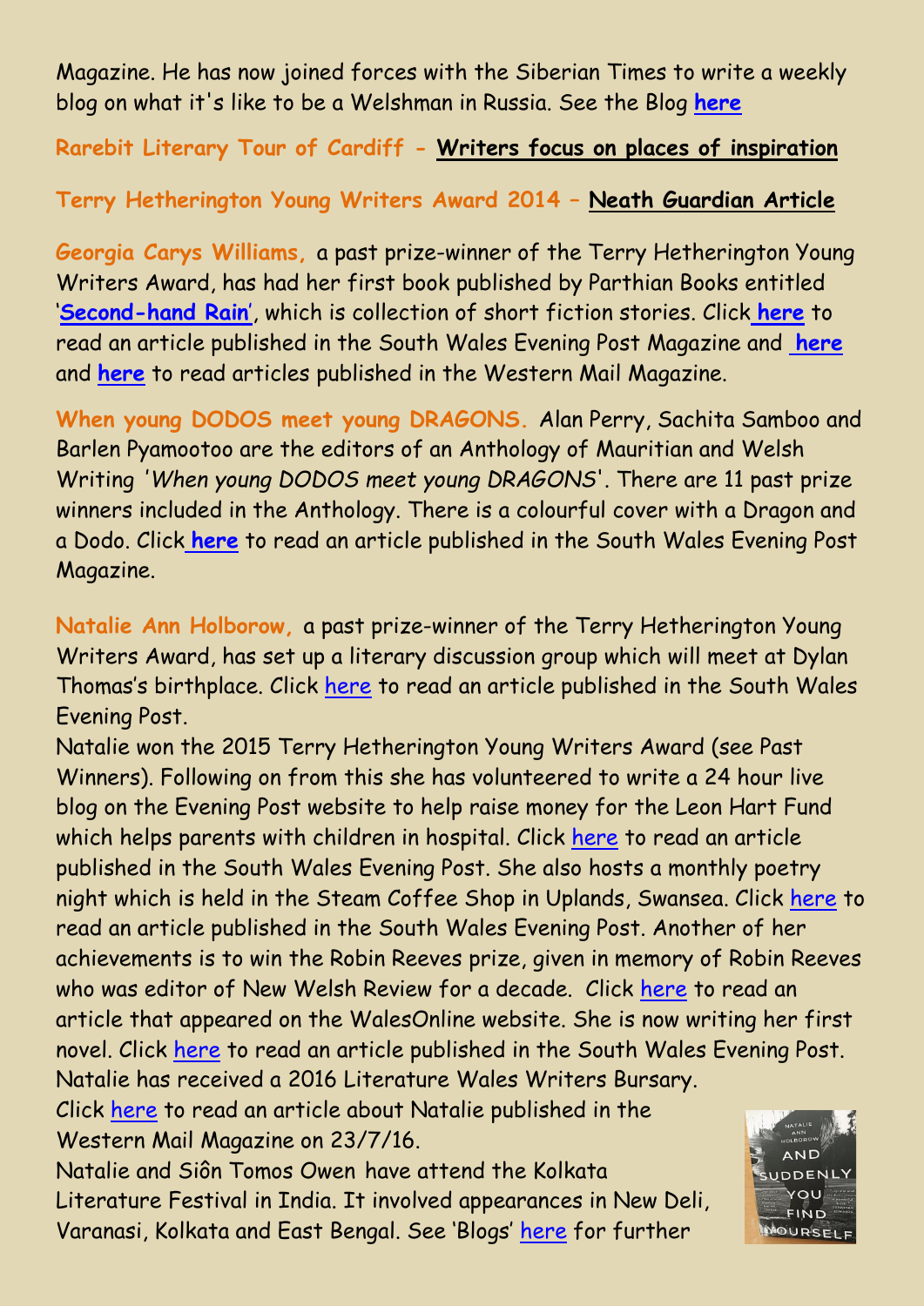Magazine. He has now joined forces with the Siberian Times to write a weekly blog on what it's like to be a Welshman in Russia. See the Blog **here**

**Rarebit Literary Tour of Cardiff - Writers focus on places of inspiration**

**Terry Hetherington Young Writers Award 2014 – Neath Guardian Article**

**Georgia Carys Williams,** a past prize-winner of the Terry Hetherington Young Writers Award, has had her first book published by Parthian Books entitled '**Second-hand Rain**', which is collection of short fiction stories. Click **here** to read an article published in the South Wales Evening Post Magazine and **here** and **here** to read articles published in the Western Mail Magazine.

**When young DODOS meet young DRAGONS.** Alan Perry, Sachita Samboo and Barlen Pyamootoo are the editors of an Anthology of Mauritian and Welsh Writing '*When young DODOS meet young DRAGONS*'. There are 11 past prize winners included in the Anthology. There is a colourful cover with a Dragon and a Dodo. Click **here** to read an article published in the South Wales Evening Post Magazine.

**Natalie Ann Holborow,** a past prize-winner of the Terry Hetherington Young Writers Award, has set up a literary discussion group which will meet at Dylan Thomas's birthplace. Click here to read an article published in the South Wales Evening Post.

Natalie won the 2015 Terry Hetherington Young Writers Award (see Past Winners). Following on from this she has volunteered to write a 24 hour live blog on the Evening Post website to help raise money for the Leon Hart Fund which helps parents with children in hospital. Click here to read an article published in the South Wales Evening Post. She also hosts a monthly poetry night which is held in the Steam Coffee Shop in Uplands, Swansea. Click here to read an article published in the South Wales Evening Post. Another of her achievements is to win the Robin Reeves prize, given in memory of Robin Reeves who was editor of New Welsh Review for a decade. Click here to read an article that appeared on the WalesOnline website. She is now writing her first novel. Click here to read an article published in the South Wales Evening Post. Natalie has received a 2016 Literature Wales Writers Bursary. Click here to read an article about Natalie published in the Western Mail Magazine on 23/7/16.

Natalie and Siôn Tomos Owen have attend the Kolkata Literature Festival in India. It involved appearances in New Deli, Varanasi, Kolkata and East Bengal. See 'Blogs' here for further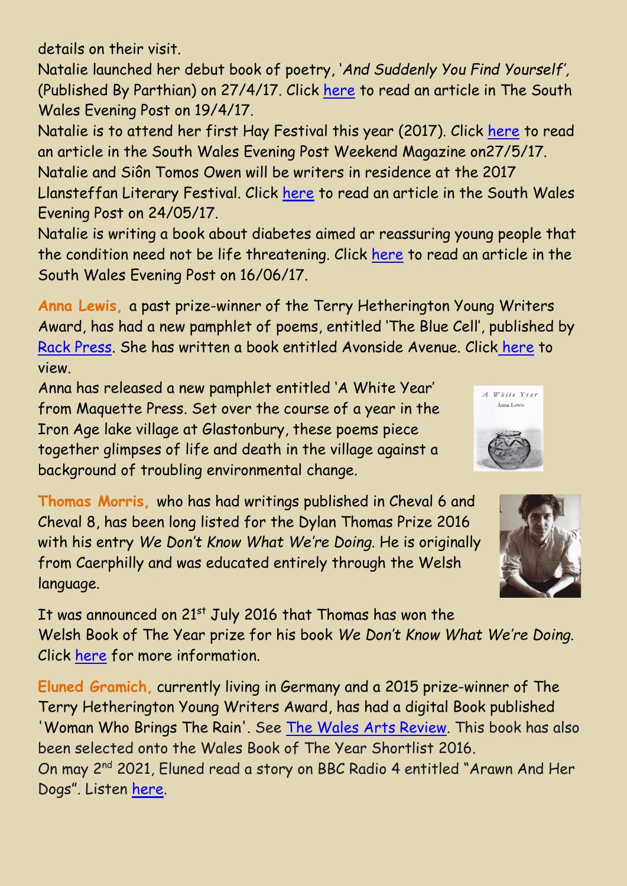details on their visit.
Natalie launched her debut book of poetry, '*And Suddenly You Find Yourself*', (Published By Parthian) on 27/4/17. Click here to read an article in The South Wales Evening Post on 19/4/17.
Natalie is to attend her first Hay Festival this year (2017). Click here to read an article in the South Wales Evening Post Weekend Magazine on27/5/17.
Natalie and Siôn Tomos Owen will be writers in residence at the 2017 Llansteffan Literary Festival. Click here to read an article in the South Wales Evening Post on 24/05/17.
Natalie is writing a book about diabetes aimed ar reassuring young people that the condition need not be life threatening. Click here to read an article in the South Wales Evening Post on 16/06/17.

**Anna Lewis,** a past prize-winner of the Terry Hetherington Young Writers Award, has had a new pamphlet of poems, entitled 'The Blue Cell', published by Rack Press. She has written a book entitled Avonside Avenue. Click here to view.
Anna has released a new pamphlet entitled 'A White Year' from Maquette Press. Set over the course of a year in the Iron Age lake village at Glastonbury, these poems piece together glimpses of life and death in the village against a background of troubling environmental change.

**Thomas Morris,** who has had writings published in Cheval 6 and Cheval 8, has been long listed for the Dylan Thomas Prize 2016 with his entry *We Don't Know What We're Doing.* He is originally from Caerphilly and was educated entirely through the Welsh language.

It was announced on 21st July 2016 that Thomas has won the Welsh Book of The Year prize for his book *We Don't Know What We're Doing.* Click here for more information.

**Eluned Gramich,** currently living in Germany and a 2015 prize-winner of The Terry Hetherington Young Writers Award, has had a digital Book published 'Woman Who Brings The Rain'. See The Wales Arts Review. This book has also been selected onto the Wales Book of The Year Shortlist 2016.
On may 2nd 2021, Eluned read a story on BBC Radio 4 entitled "Arawn And Her Dogs". Listen here.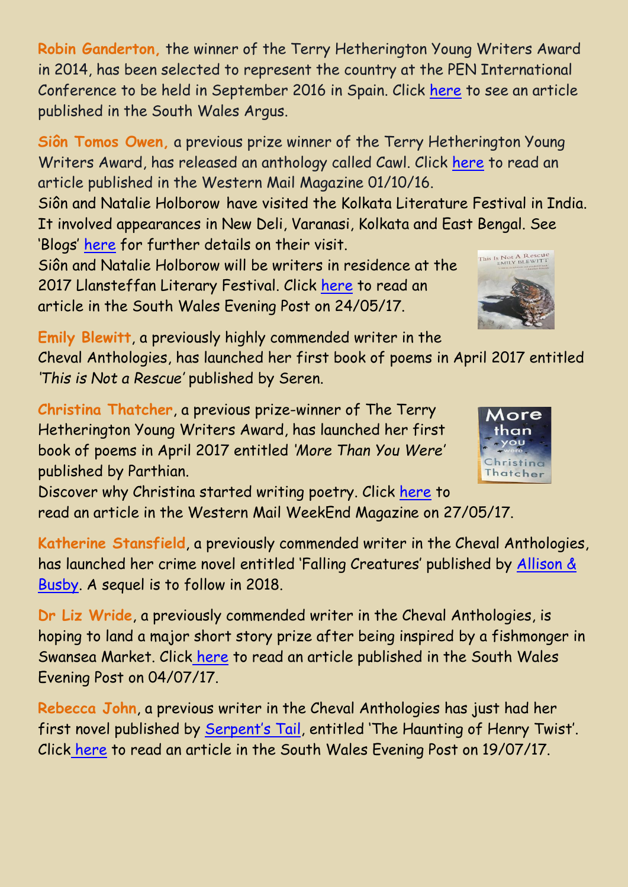**Robin Ganderton,** the winner of the Terry Hetherington Young Writers Award in 2014, has been selected to represent the country at the PEN International Conference to be held in September 2016 in Spain. Click here to see an article published in the South Wales Argus.

**Siôn Tomos Owen,** a previous prize winner of the Terry Hetherington Young Writers Award, has released an anthology called Cawl. Click here to read an article published in the Western Mail Magazine 01/10/16.
Siôn and Natalie Holborow have visited the Kolkata Literature Festival in India. It involved appearances in New Deli, Varanasi, Kolkata and East Bengal. See 'Blogs' here for further details on their visit.
Siôn and Natalie Holborow will be writers in residence at the 2017 Llansteffan Literary Festival. Click here to read an article in the South Wales Evening Post on 24/05/17.

**Emily Blewitt**, a previously highly commended writer in the Cheval Anthologies, has launched her first book of poems in April 2017 entitled *'This is Not a Rescue'* published by Seren.

**Christina Thatcher**, a previous prize-winner of The Terry Hetherington Young Writers Award, has launched her first book of poems in April 2017 entitled *'More Than You Were'* published by Parthian.
Discover why Christina started writing poetry. Click here to read an article in the Western Mail WeekEnd Magazine on 27/05/17.

**Katherine Stansfield**, a previously commended writer in the Cheval Anthologies, has launched her crime novel entitled 'Falling Creatures' published by Allison & Busby. A sequel is to follow in 2018.

**Dr Liz Wride**, a previously commended writer in the Cheval Anthologies, is hoping to land a major short story prize after being inspired by a fishmonger in Swansea Market. Click here to read an article published in the South Wales Evening Post on 04/07/17.

**Rebecca John**, a previous writer in the Cheval Anthologies has just had her first novel published by Serpent's Tail, entitled 'The Haunting of Henry Twist'. Click here to read an article in the South Wales Evening Post on 19/07/17.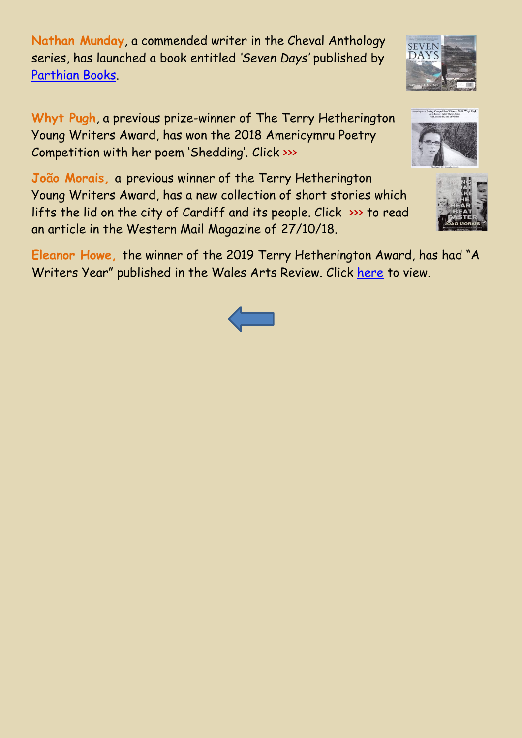**Nathan Munday**, a commended writer in the Cheval Anthology series, has launched a book entitled *'Seven Days'* published by Parthian Books.

**Whyt Pugh**, a previous prize-winner of The Terry Hetherington Young Writers Award, has won the 2018 Americymru Poetry Competition with her poem 'Shedding'. Click >>>

**João Morais,** a previous winner of the Terry Hetherington Young Writers Award, has a new collection of short stories which lifts the lid on the city of Cardiff and its people. Click >>> to read an article in the Western Mail Magazine of 27/10/18.

**Eleanor Howe,** the winner of the 2019 Terry Hetherington Award, has had "A Writers Year" published in the Wales Arts Review. Click here to view.